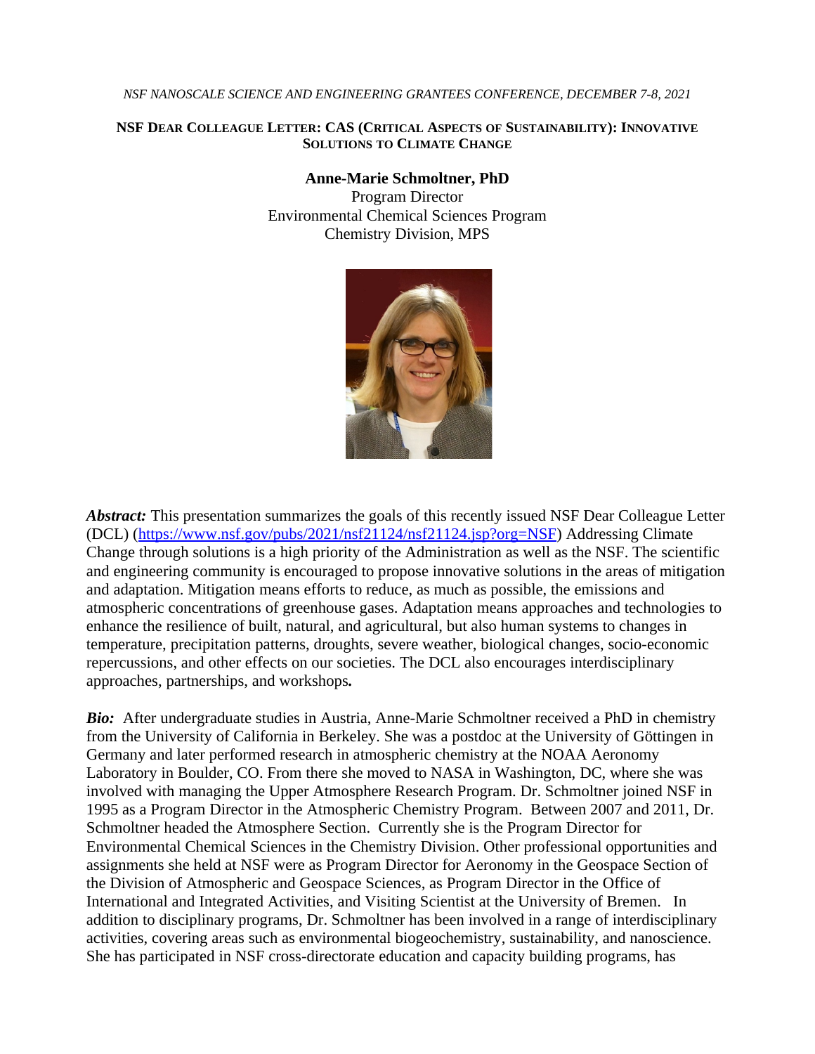*NSF NANOSCALE SCIENCE AND ENGINEERING GRANTEES CONFERENCE, DECEMBER 7-8, 2021*

## NSF DEAR COLLEAGUE LETTER: CAS (CRITICAL ASPECTS OF SUSTAINABILITY): INNOVATIVE SOLUTIONS TO CLIMATE CHANGE

**Anne-Marie Schmoltner, PhD**
Program Director
Environmental Chemical Sciences Program
Chemistry Division, MPS

***Abstract:*** This presentation summarizes the goals of this recently issued NSF Dear Colleague Letter (DCL) (https://www.nsf.gov/pubs/2021/nsf21124/nsf21124.jsp?org=NSF) Addressing Climate Change through solutions is a high priority of the Administration as well as the NSF. The scientific and engineering community is encouraged to propose innovative solutions in the areas of mitigation and adaptation. Mitigation means efforts to reduce, as much as possible, the emissions and atmospheric concentrations of greenhouse gases. Adaptation means approaches and technologies to enhance the resilience of built, natural, and agricultural, but also human systems to changes in temperature, precipitation patterns, droughts, severe weather, biological changes, socio-economic repercussions, and other effects on our societies. The DCL also encourages interdisciplinary approaches, partnerships, and workshops**.**

***Bio:*** After undergraduate studies in Austria, Anne-Marie Schmoltner received a PhD in chemistry from the University of California in Berkeley. She was a postdoc at the University of Göttingen in Germany and later performed research in atmospheric chemistry at the NOAA Aeronomy Laboratory in Boulder, CO. From there she moved to NASA in Washington, DC, where she was involved with managing the Upper Atmosphere Research Program. Dr. Schmoltner joined NSF in 1995 as a Program Director in the Atmospheric Chemistry Program. Between 2007 and 2011, Dr. Schmoltner headed the Atmosphere Section. Currently she is the Program Director for Environmental Chemical Sciences in the Chemistry Division. Other professional opportunities and assignments she held at NSF were as Program Director for Aeronomy in the Geospace Section of the Division of Atmospheric and Geospace Sciences, as Program Director in the Office of International and Integrated Activities, and Visiting Scientist at the University of Bremen. In addition to disciplinary programs, Dr. Schmoltner has been involved in a range of interdisciplinary activities, covering areas such as environmental biogeochemistry, sustainability, and nanoscience. She has participated in NSF cross-directorate education and capacity building programs, has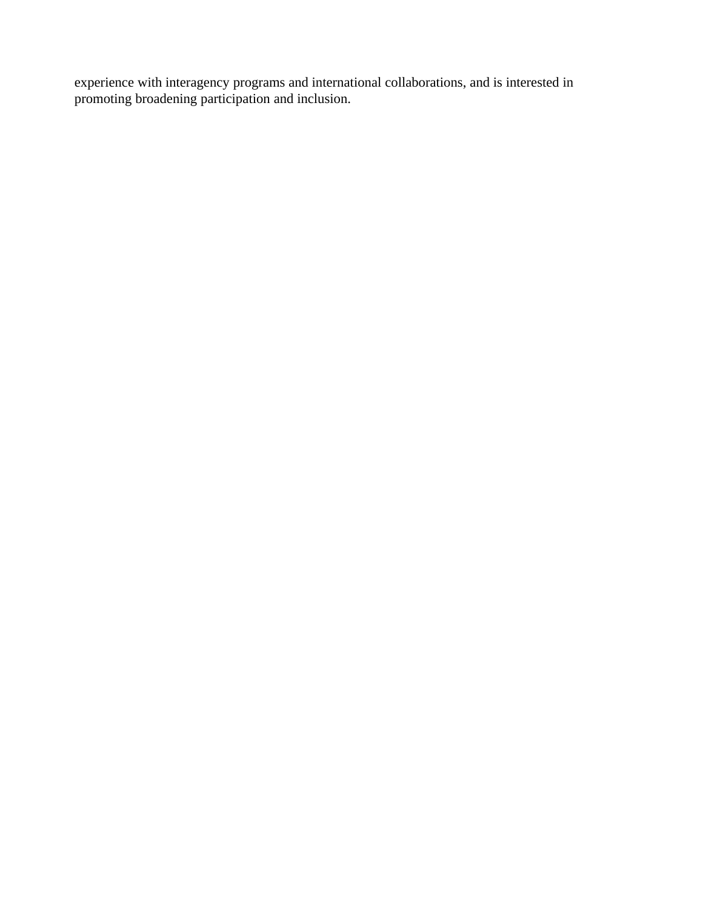experience with interagency programs and international collaborations, and is interested in promoting broadening participation and inclusion.